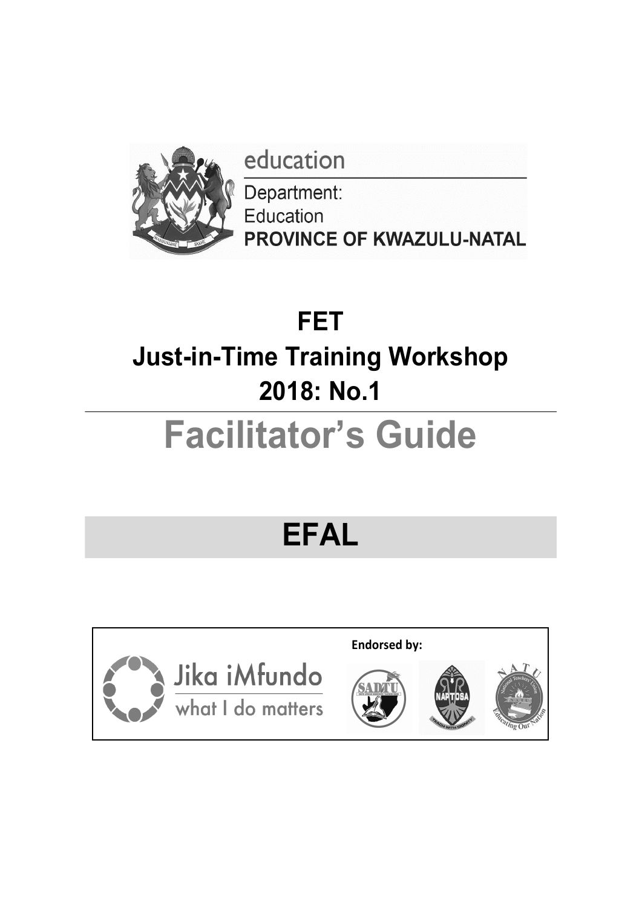education

Department:
Education
**PROVINCE OF KWAZULU-NATAL**

# FET
# Just-in-Time Training Workshop
# 2018: No.1

# Facilitator's Guide

# EFAL

Jika iMfundo
what I do matters

**Endorsed by:**

SADTU

NAPTOSA

NATU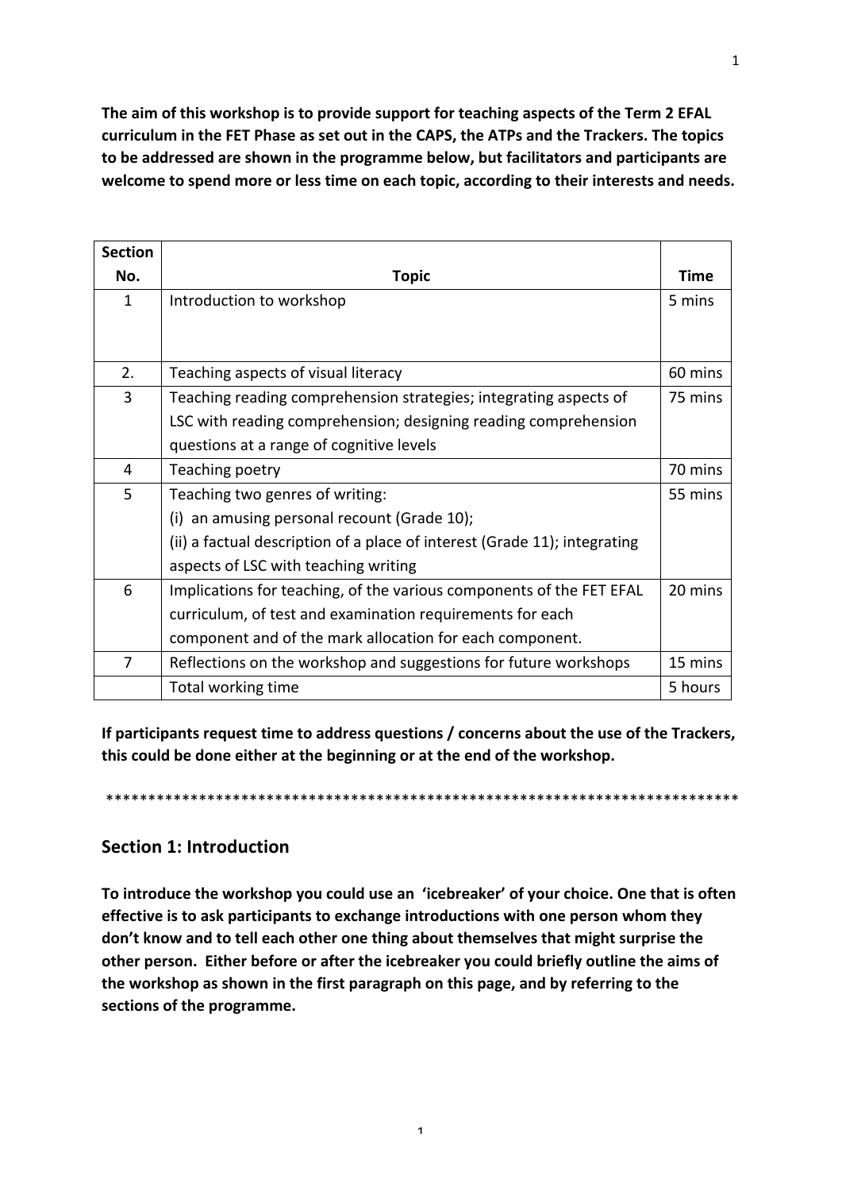**The aim of this workshop is to provide support for teaching aspects of the Term 2 EFAL curriculum in the FET Phase as set out in the CAPS, the ATPs and the Trackers. The topics to be addressed are shown in the programme below, but facilitators and participants are welcome to spend more or less time on each topic, according to their interests and needs.**

| Section No. | Topic | Time |
|---|---|---|
| 1 | Introduction to workshop | 5 mins |
| 2. | Teaching aspects of visual literacy | 60 mins |
| 3 | Teaching reading comprehension strategies; integrating aspects of LSC with reading comprehension; designing reading comprehension questions at a range of cognitive levels | 75 mins |
| 4 | Teaching poetry | 70 mins |
| 5 | Teaching two genres of writing:<br>(i) an amusing personal recount (Grade 10);<br>(ii) a factual description of a place of interest (Grade 11); integrating aspects of LSC with teaching writing | 55 mins |
| 6 | Implications for teaching, of the various components of the FET EFAL curriculum, of test and examination requirements for each component and of the mark allocation for each component. | 20 mins |
| 7 | Reflections on the workshop and suggestions for future workshops | 15 mins |
| | Total working time | 5 hours |

**If participants request time to address questions / concerns about the use of the Trackers, this could be done either at the beginning or at the end of the workshop.**

******************************************************************************

## Section 1: Introduction

**To introduce the workshop you could use an 'icebreaker' of your choice. One that is often effective is to ask participants to exchange introductions with one person whom they don't know and to tell each other one thing about themselves that might surprise the other person. Either before or after the icebreaker you could briefly outline the aims of the workshop as shown in the first paragraph on this page, and by referring to the sections of the programme.**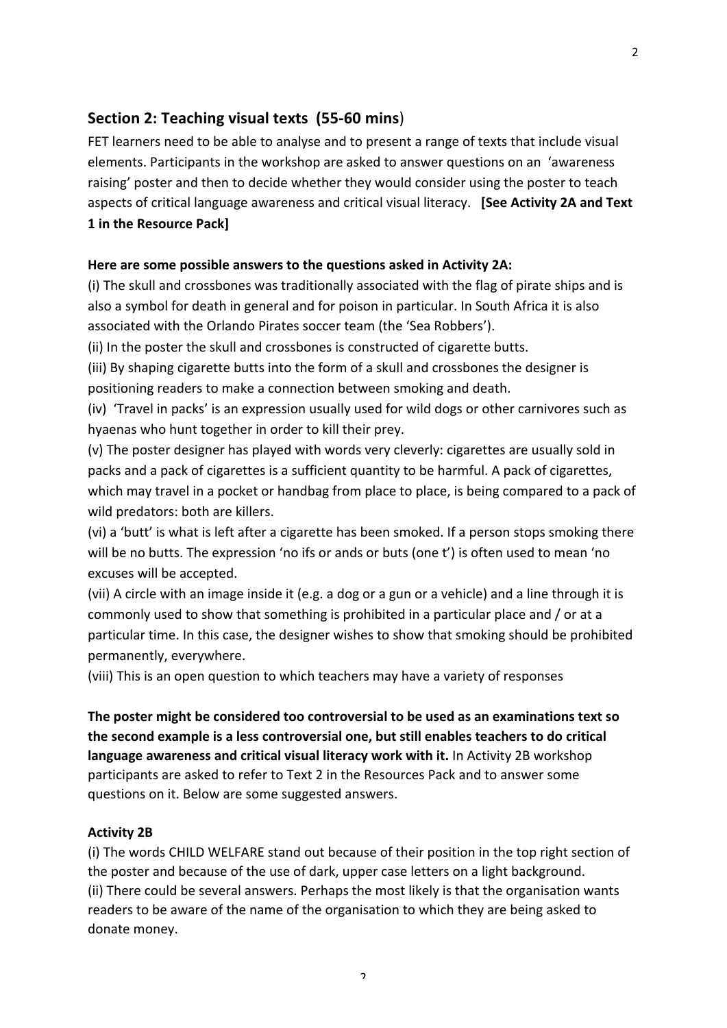## Section 2: Teaching visual texts (55-60 mins)

FET learners need to be able to analyse and to present a range of texts that include visual elements. Participants in the workshop are asked to answer questions on an 'awareness raising' poster and then to decide whether they would consider using the poster to teach aspects of critical language awareness and critical visual literacy. **[See Activity 2A and Text 1 in the Resource Pack]**

**Here are some possible answers to the questions asked in Activity 2A:**

(i) The skull and crossbones was traditionally associated with the flag of pirate ships and is also a symbol for death in general and for poison in particular. In South Africa it is also associated with the Orlando Pirates soccer team (the 'Sea Robbers').

(ii) In the poster the skull and crossbones is constructed of cigarette butts.

(iii) By shaping cigarette butts into the form of a skull and crossbones the designer is positioning readers to make a connection between smoking and death.

(iv) 'Travel in packs' is an expression usually used for wild dogs or other carnivores such as hyaenas who hunt together in order to kill their prey.

(v) The poster designer has played with words very cleverly: cigarettes are usually sold in packs and a pack of cigarettes is a sufficient quantity to be harmful. A pack of cigarettes, which may travel in a pocket or handbag from place to place, is being compared to a pack of wild predators: both are killers.

(vi) a 'butt' is what is left after a cigarette has been smoked. If a person stops smoking there will be no butts. The expression 'no ifs or ands or buts (one t') is often used to mean 'no excuses will be accepted.

(vii) A circle with an image inside it (e.g. a dog or a gun or a vehicle) and a line through it is commonly used to show that something is prohibited in a particular place and / or at a particular time. In this case, the designer wishes to show that smoking should be prohibited permanently, everywhere.

(viii) This is an open question to which teachers may have a variety of responses

**The poster might be considered too controversial to be used as an examinations text so the second example is a less controversial one, but still enables teachers to do critical language awareness and critical visual literacy work with it.** In Activity 2B workshop participants are asked to refer to Text 2 in the Resources Pack and to answer some questions on it. Below are some suggested answers.

**Activity 2B**

(i) The words CHILD WELFARE stand out because of their position in the top right section of the poster and because of the use of dark, upper case letters on a light background.

(ii) There could be several answers. Perhaps the most likely is that the organisation wants readers to be aware of the name of the organisation to which they are being asked to donate money.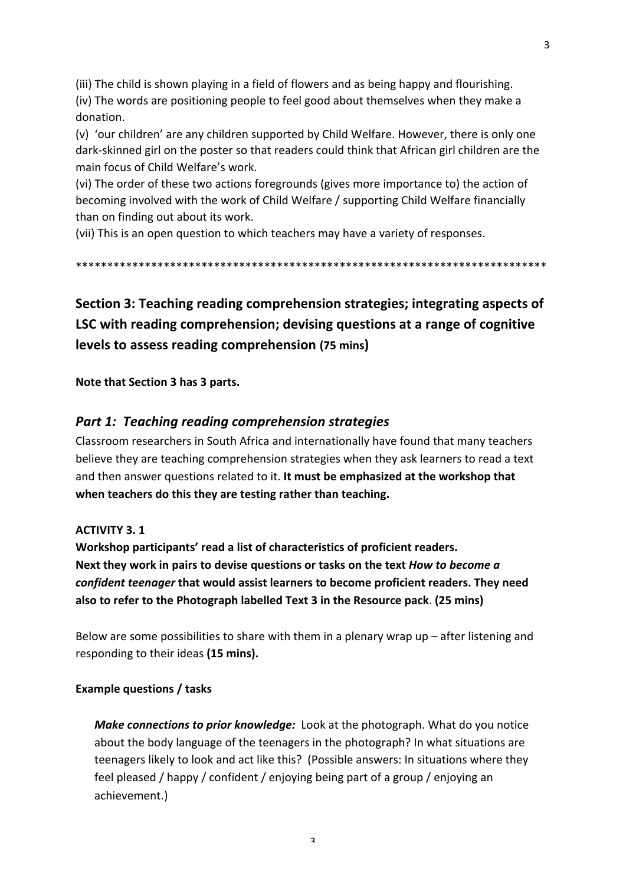(iii) The child is shown playing in a field of flowers and as being happy and flourishing.
(iv) The words are positioning people to feel good about themselves when they make a donation.
(v) 'our children' are any children supported by Child Welfare. However, there is only one dark-skinned girl on the poster so that readers could think that African girl children are the main focus of Child Welfare's work.
(vi) The order of these two actions foregrounds (gives more importance to) the action of becoming involved with the work of Child Welfare / supporting Child Welfare financially than on finding out about its work.
(vii) This is an open question to which teachers may have a variety of responses.

****************************************************************************

## Section 3: Teaching reading comprehension strategies; integrating aspects of LSC with reading comprehension; devising questions at a range of cognitive levels to assess reading comprehension (75 mins)

**Note that Section 3 has 3 parts.**

### *Part 1: Teaching reading comprehension strategies*

Classroom researchers in South Africa and internationally have found that many teachers believe they are teaching comprehension strategies when they ask learners to read a text and then answer questions related to it. **It must be emphasized at the workshop that when teachers do this they are testing rather than teaching.**

**ACTIVITY 3. 1**

**Workshop participants' read a list of characteristics of proficient readers. Next they work in pairs to devise questions or tasks on the text *How to become a confident teenager* that would assist learners to become proficient readers. They need also to refer to the Photograph labelled Text 3 in the Resource pack**. **(25 mins)**

Below are some possibilities to share with them in a plenary wrap up – after listening and responding to their ideas **(15 mins).**

**Example questions / tasks**

***Make connections to prior knowledge:*** Look at the photograph. What do you notice about the body language of the teenagers in the photograph? In what situations are teenagers likely to look and act like this? (Possible answers: In situations where they feel pleased / happy / confident / enjoying being part of a group / enjoying an achievement.)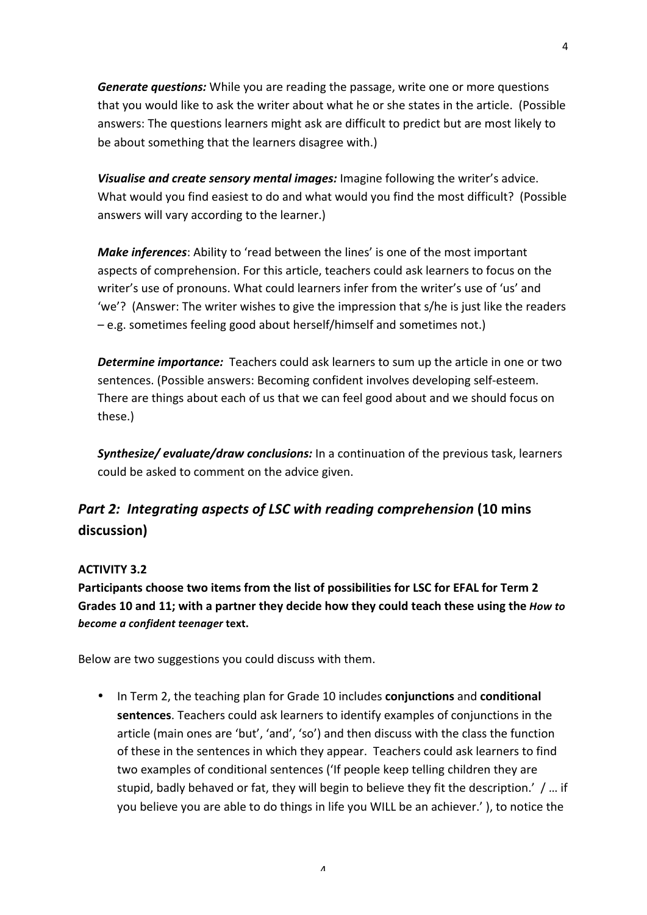***Generate questions:*** While you are reading the passage, write one or more questions that you would like to ask the writer about what he or she states in the article. (Possible answers: The questions learners might ask are difficult to predict but are most likely to be about something that the learners disagree with.)

***Visualise and create sensory mental images:*** Imagine following the writer's advice. What would you find easiest to do and what would you find the most difficult? (Possible answers will vary according to the learner.)

***Make inferences***: Ability to 'read between the lines' is one of the most important aspects of comprehension. For this article, teachers could ask learners to focus on the writer's use of pronouns. What could learners infer from the writer's use of 'us' and 'we'? (Answer: The writer wishes to give the impression that s/he is just like the readers – e.g. sometimes feeling good about herself/himself and sometimes not.)

***Determine importance:*** Teachers could ask learners to sum up the article in one or two sentences. (Possible answers: Becoming confident involves developing self-esteem. There are things about each of us that we can feel good about and we should focus on these.)

***Synthesize/ evaluate/draw conclusions:*** In a continuation of the previous task, learners could be asked to comment on the advice given.

## *Part 2: Integrating aspects of LSC with reading comprehension* (10 mins discussion)

**ACTIVITY 3.2**

**Participants choose two items from the list of possibilities for LSC for EFAL for Term 2 Grades 10 and 11; with a partner they decide how they could teach these using the *How to become a confident teenager* text.**

Below are two suggestions you could discuss with them.

- In Term 2, the teaching plan for Grade 10 includes **conjunctions** and **conditional sentences**. Teachers could ask learners to identify examples of conjunctions in the article (main ones are 'but', 'and', 'so') and then discuss with the class the function of these in the sentences in which they appear. Teachers could ask learners to find two examples of conditional sentences ('If people keep telling children they are stupid, badly behaved or fat, they will begin to believe they fit the description.' / … if you believe you are able to do things in life you WILL be an achiever.' ), to notice the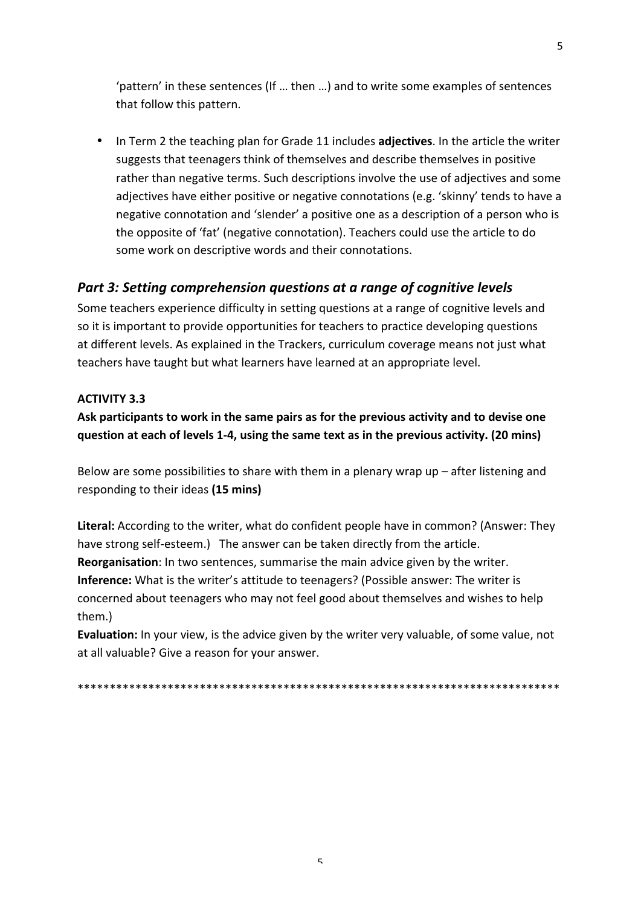'pattern' in these sentences (If … then …) and to write some examples of sentences that follow this pattern.

- In Term 2 the teaching plan for Grade 11 includes **adjectives**. In the article the writer suggests that teenagers think of themselves and describe themselves in positive rather than negative terms. Such descriptions involve the use of adjectives and some adjectives have either positive or negative connotations (e.g. 'skinny' tends to have a negative connotation and 'slender' a positive one as a description of a person who is the opposite of 'fat' (negative connotation). Teachers could use the article to do some work on descriptive words and their connotations.

## *Part 3: Setting comprehension questions at a range of cognitive levels*

Some teachers experience difficulty in setting questions at a range of cognitive levels and so it is important to provide opportunities for teachers to practice developing questions at different levels. As explained in the Trackers, curriculum coverage means not just what teachers have taught but what learners have learned at an appropriate level.

**ACTIVITY 3.3**

**Ask participants to work in the same pairs as for the previous activity and to devise one question at each of levels 1-4, using the same text as in the previous activity. (20 mins)**

Below are some possibilities to share with them in a plenary wrap up – after listening and responding to their ideas **(15 mins)**

**Literal:** According to the writer, what do confident people have in common? (Answer: They have strong self-esteem.) The answer can be taken directly from the article.
**Reorganisation**: In two sentences, summarise the main advice given by the writer.
**Inference:** What is the writer's attitude to teenagers? (Possible answer: The writer is concerned about teenagers who may not feel good about themselves and wishes to help them.)
**Evaluation:** In your view, is the advice given by the writer very valuable, of some value, not at all valuable? Give a reason for your answer.

\*\*\*\*\*\*\*\*\*\*\*\*\*\*\*\*\*\*\*\*\*\*\*\*\*\*\*\*\*\*\*\*\*\*\*\*\*\*\*\*\*\*\*\*\*\*\*\*\*\*\*\*\*\*\*\*\*\*\*\*\*\*\*\*\*\*\*\*\*\*\*\*\*\*\*\*\*\*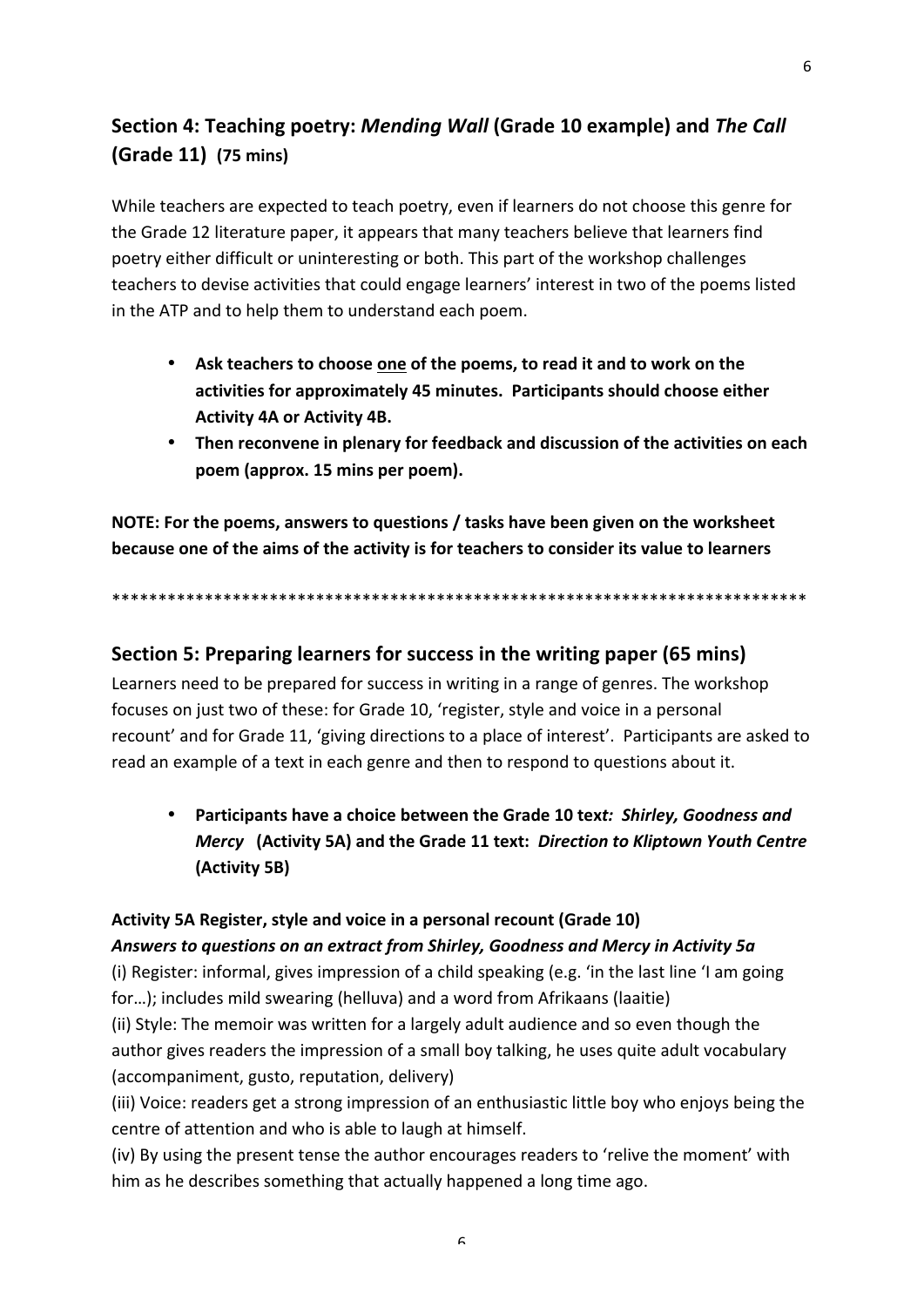## Section 4: Teaching poetry: *Mending Wall* (Grade 10 example) and *The Call* (Grade 11) (75 mins)

While teachers are expected to teach poetry, even if learners do not choose this genre for the Grade 12 literature paper, it appears that many teachers believe that learners find poetry either difficult or uninteresting or both. This part of the workshop challenges teachers to devise activities that could engage learners' interest in two of the poems listed in the ATP and to help them to understand each poem.

- **Ask teachers to choose one of the poems, to read it and to work on the activities for approximately 45 minutes. Participants should choose either Activity 4A or Activity 4B.**
- **Then reconvene in plenary for feedback and discussion of the activities on each poem (approx. 15 mins per poem).**

**NOTE: For the poems, answers to questions / tasks have been given on the worksheet because one of the aims of the activity is for teachers to consider its value to learners**

*****************************************************************************

## Section 5: Preparing learners for success in the writing paper (65 mins)

Learners need to be prepared for success in writing in a range of genres. The workshop focuses on just two of these: for Grade 10, 'register, style and voice in a personal recount' and for Grade 11, 'giving directions to a place of interest'. Participants are asked to read an example of a text in each genre and then to respond to questions about it.

- **Participants have a choice between the Grade 10 tex*t: Shirley, Goodness and Mercy* (Activity 5A) and the Grade 11 text: *Direction to Kliptown Youth Centre* (Activity 5B)**

**Activity 5A Register, style and voice in a personal recount (Grade 10)**
***Answers to questions on an extract from Shirley, Goodness and Mercy in Activity 5a***

(i) Register: informal, gives impression of a child speaking (e.g. 'in the last line 'I am going for…); includes mild swearing (helluva) and a word from Afrikaans (laaitie)
(ii) Style: The memoir was written for a largely adult audience and so even though the author gives readers the impression of a small boy talking, he uses quite adult vocabulary (accompaniment, gusto, reputation, delivery)
(iii) Voice: readers get a strong impression of an enthusiastic little boy who enjoys being the centre of attention and who is able to laugh at himself.
(iv) By using the present tense the author encourages readers to 'relive the moment' with him as he describes something that actually happened a long time ago.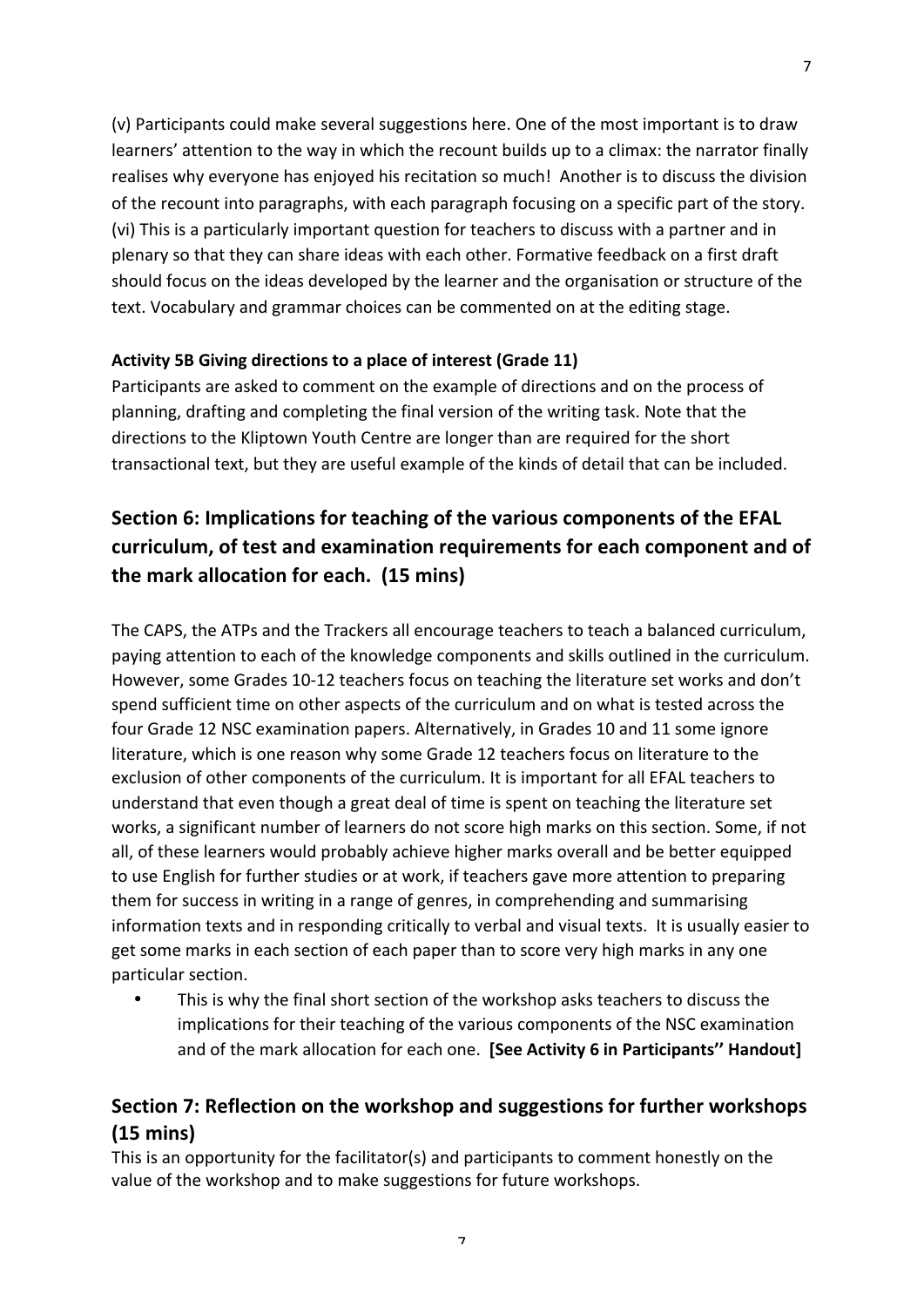(v) Participants could make several suggestions here. One of the most important is to draw learners' attention to the way in which the recount builds up to a climax: the narrator finally realises why everyone has enjoyed his recitation so much! Another is to discuss the division of the recount into paragraphs, with each paragraph focusing on a specific part of the story.
(vi) This is a particularly important question for teachers to discuss with a partner and in plenary so that they can share ideas with each other. Formative feedback on a first draft should focus on the ideas developed by the learner and the organisation or structure of the text. Vocabulary and grammar choices can be commented on at the editing stage.

**Activity 5B Giving directions to a place of interest (Grade 11)**
Participants are asked to comment on the example of directions and on the process of planning, drafting and completing the final version of the writing task. Note that the directions to the Kliptown Youth Centre are longer than are required for the short transactional text, but they are useful example of the kinds of detail that can be included.

## Section 6: Implications for teaching of the various components of the EFAL curriculum, of test and examination requirements for each component and of the mark allocation for each. (15 mins)

The CAPS, the ATPs and the Trackers all encourage teachers to teach a balanced curriculum, paying attention to each of the knowledge components and skills outlined in the curriculum. However, some Grades 10-12 teachers focus on teaching the literature set works and don't spend sufficient time on other aspects of the curriculum and on what is tested across the four Grade 12 NSC examination papers. Alternatively, in Grades 10 and 11 some ignore literature, which is one reason why some Grade 12 teachers focus on literature to the exclusion of other components of the curriculum. It is important for all EFAL teachers to understand that even though a great deal of time is spent on teaching the literature set works, a significant number of learners do not score high marks on this section. Some, if not all, of these learners would probably achieve higher marks overall and be better equipped to use English for further studies or at work, if teachers gave more attention to preparing them for success in writing in a range of genres, in comprehending and summarising information texts and in responding critically to verbal and visual texts. It is usually easier to get some marks in each section of each paper than to score very high marks in any one particular section.

- This is why the final short section of the workshop asks teachers to discuss the implications for their teaching of the various components of the NSC examination and of the mark allocation for each one. **[See Activity 6 in Participants'' Handout]**

## Section 7: Reflection on the workshop and suggestions for further workshops (15 mins)

This is an opportunity for the facilitator(s) and participants to comment honestly on the value of the workshop and to make suggestions for future workshops.